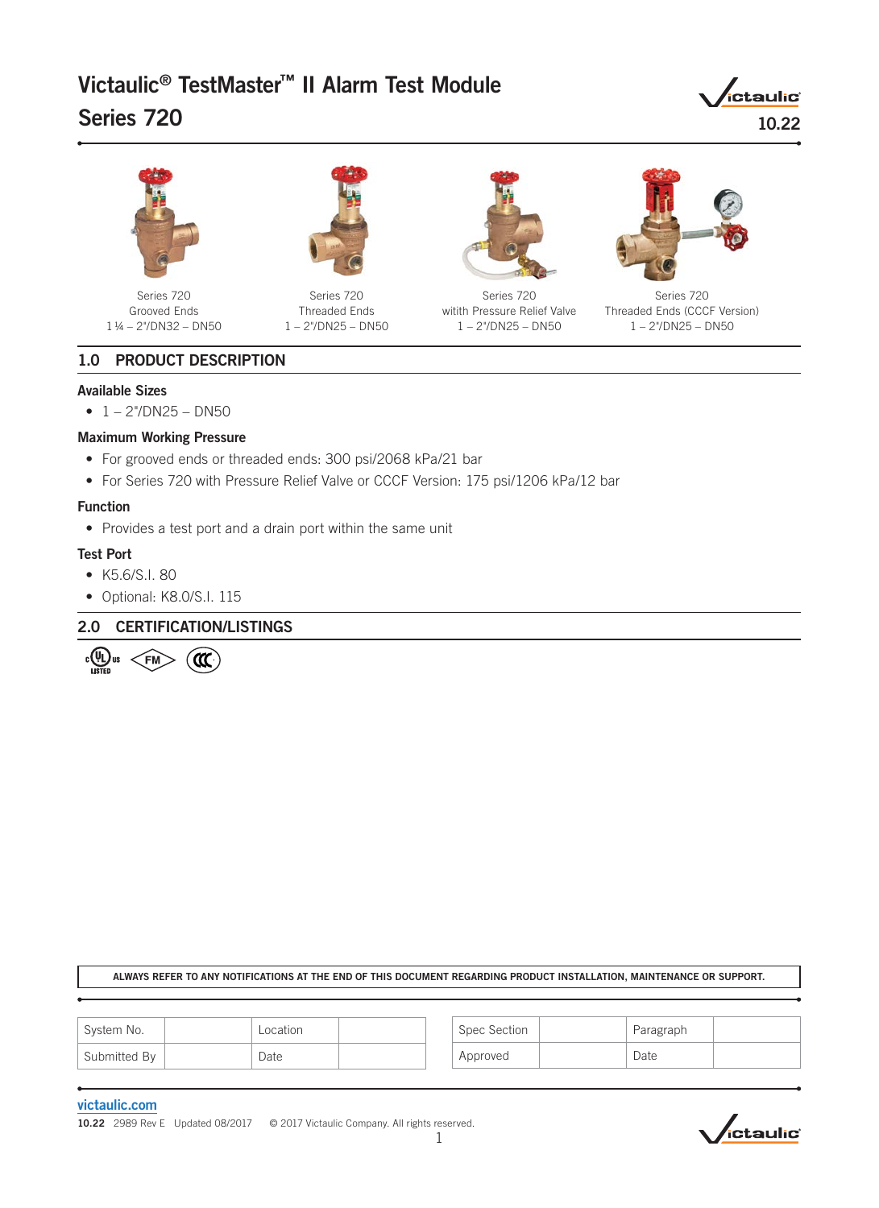# Victaulic® TestMaster™ II Alarm Test Module Series 720

10.22

Series 720
Grooved Ends
1 ¼ – 2"/DN32 – DN50

Series 720
Threaded Ends
1 – 2"/DN25 – DN50

Series 720
witith Pressure Relief Valve
1 – 2"/DN25 – DN50

Series 720
Threaded Ends (CCCF Version)
1 – 2"/DN25 – DN50

## 1.0 PRODUCT DESCRIPTION

### Available Sizes

- 1 – 2"/DN25 – DN50

### Maximum Working Pressure

- For grooved ends or threaded ends: 300 psi/2068 kPa/21 bar
- For Series 720 with Pressure Relief Valve or CCCF Version: 175 psi/1206 kPa/12 bar

### Function

- Provides a test port and a drain port within the same unit

### Test Port

- K5.6/S.I. 80
- Optional: K8.0/S.I. 115

## 2.0 CERTIFICATION/LISTINGS

**ALWAYS REFER TO ANY NOTIFICATIONS AT THE END OF THIS DOCUMENT REGARDING PRODUCT INSTALLATION, MAINTENANCE OR SUPPORT.**

| System No. | | Location | |
|---|---|---|---|
| Submitted By | | Date | |

| Spec Section | | Paragraph | |
|---|---|---|---|
| Approved | | Date | |

victaulic.com

10.22 2989 Rev E Updated 08/2017 © 2017 Victaulic Company. All rights reserved.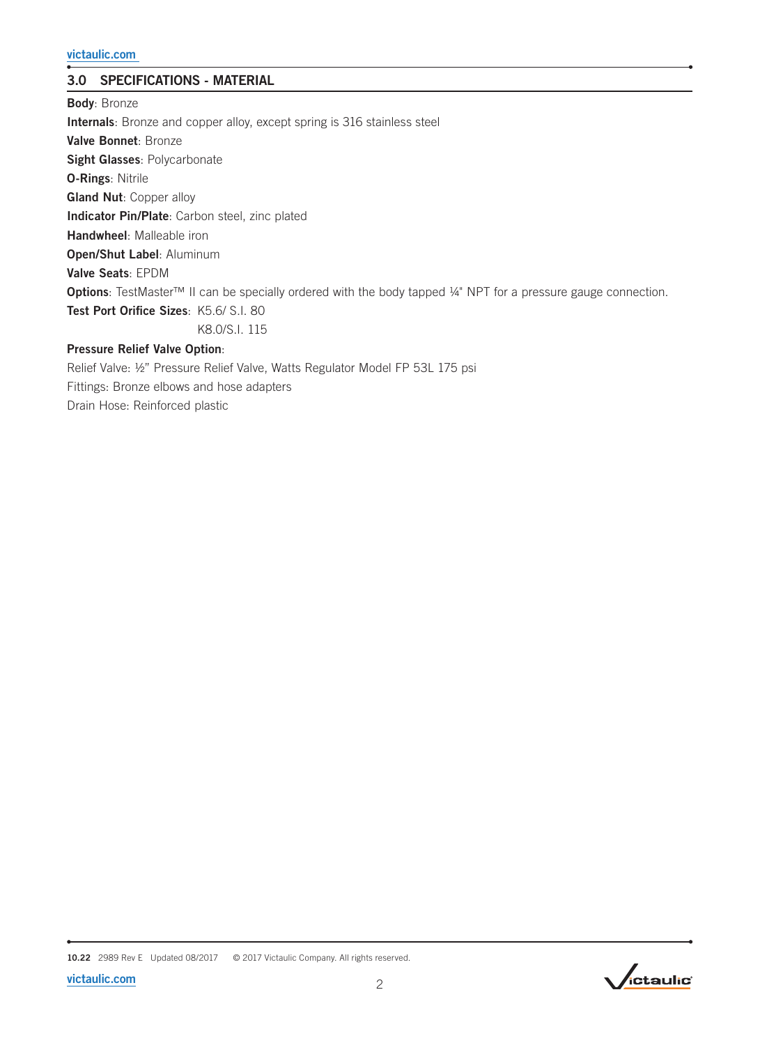## 3.0 SPECIFICATIONS - MATERIAL

**Body**: Bronze

**Internals**: Bronze and copper alloy, except spring is 316 stainless steel

**Valve Bonnet**: Bronze

**Sight Glasses**: Polycarbonate

**O-Rings**: Nitrile

**Gland Nut**: Copper alloy

**Indicator Pin/Plate**: Carbon steel, zinc plated

**Handwheel**: Malleable iron

**Open/Shut Label**: Aluminum

**Valve Seats**: EPDM

**Options**: TestMaster™ II can be specially ordered with the body tapped ¼" NPT for a pressure gauge connection.

**Test Port Orifice Sizes**: K5.6/ S.I. 80
K8.0/S.I. 115

**Pressure Relief Valve Option**:

Relief Valve: ½" Pressure Relief Valve, Watts Regulator Model FP 53L 175 psi

Fittings: Bronze elbows and hose adapters

Drain Hose: Reinforced plastic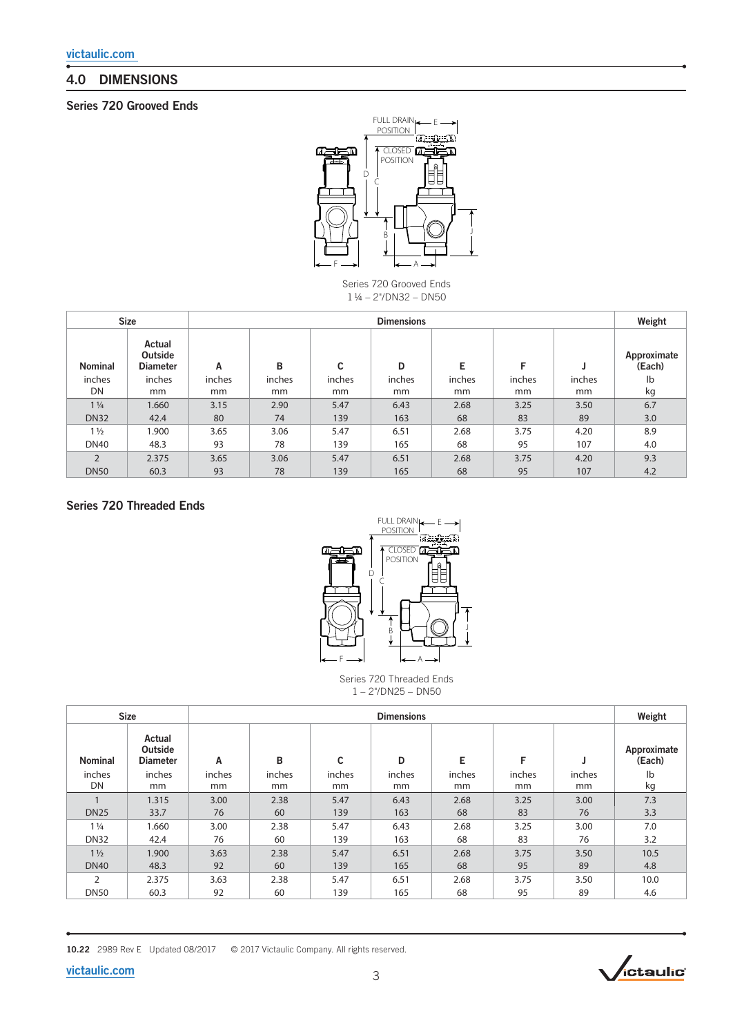## 4.0 DIMENSIONS

### Series 720 Grooved Ends

Series 720 Grooved Ends
1 ¼ – 2"/DN32 – DN50

| Size | | Dimensions | | | | | | | Weight |
|---|---|---|---|---|---|---|---|---|---|
| Nominal inches DN | Actual Outside Diameter inches mm | A inches mm | B inches mm | C inches mm | D inches mm | E inches mm | F inches mm | J inches mm | Approximate (Each) lb kg |
| 1 ¼ DN32 | 1.660 42.4 | 3.15 80 | 2.90 74 | 5.47 139 | 6.43 163 | 2.68 68 | 3.25 83 | 3.50 89 | 6.7 3.0 |
| 1 ½ DN40 | 1.900 48.3 | 3.65 93 | 3.06 78 | 5.47 139 | 6.51 165 | 2.68 68 | 3.75 95 | 4.20 107 | 8.9 4.0 |
| 2 DN50 | 2.375 60.3 | 3.65 93 | 3.06 78 | 5.47 139 | 6.51 165 | 2.68 68 | 3.75 95 | 4.20 107 | 9.3 4.2 |

### Series 720 Threaded Ends

Series 720 Threaded Ends
1 – 2"/DN25 – DN50

| Size | | Dimensions | | | | | | | Weight |
|---|---|---|---|---|---|---|---|---|---|
| Nominal inches DN | Actual Outside Diameter inches mm | A inches mm | B inches mm | C inches mm | D inches mm | E inches mm | F inches mm | J inches mm | Approximate (Each) lb kg |
| 1 DN25 | 1.315 33.7 | 3.00 76 | 2.38 60 | 5.47 139 | 6.43 163 | 2.68 68 | 3.25 83 | 3.00 76 | 7.3 3.3 |
| 1 ¼ DN32 | 1.660 42.4 | 3.00 76 | 2.38 60 | 5.47 139 | 6.43 163 | 2.68 68 | 3.25 83 | 3.00 76 | 7.0 3.2 |
| 1 ½ DN40 | 1.900 48.3 | 3.63 92 | 2.38 60 | 5.47 139 | 6.51 165 | 2.68 68 | 3.75 95 | 3.50 89 | 10.5 4.8 |
| 2 DN50 | 2.375 60.3 | 3.63 92 | 2.38 60 | 5.47 139 | 6.51 165 | 2.68 68 | 3.75 95 | 3.50 89 | 10.0 4.6 |

10.22 2989 Rev E Updated 08/2017 © 2017 Victaulic Company. All rights reserved.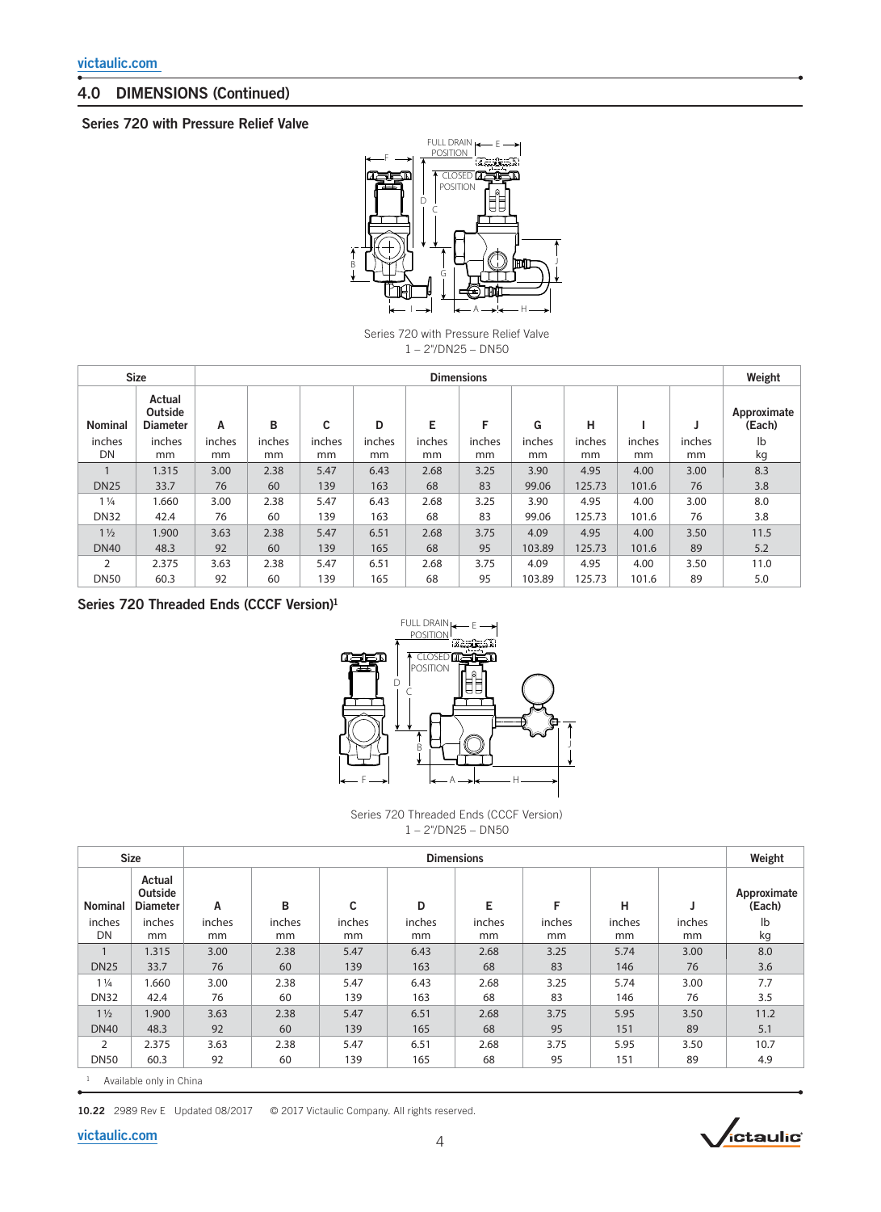## 4.0 DIMENSIONS (Continued)

### Series 720 with Pressure Relief Valve

Series 720 with Pressure Relief Valve
1 – 2"/DN25 – DN50

| Size | | Dimensions | | | | | | | | | | Weight |
|---|---|---|---|---|---|---|---|---|---|---|---|---|
| Nominal inches DN | Actual Outside Diameter inches mm | A inches mm | B inches mm | C inches mm | D inches mm | E inches mm | F inches mm | G inches mm | H inches mm | I inches mm | J inches mm | Approximate (Each) lb kg |
| 1 | 1.315 | 3.00 | 2.38 | 5.47 | 6.43 | 2.68 | 3.25 | 3.90 | 4.95 | 4.00 | 3.00 | 8.3 |
| DN25 | 33.7 | 76 | 60 | 139 | 163 | 68 | 83 | 99.06 | 125.73 | 101.6 | 76 | 3.8 |
| 1 ¼ | 1.660 | 3.00 | 2.38 | 5.47 | 6.43 | 2.68 | 3.25 | 3.90 | 4.95 | 4.00 | 3.00 | 8.0 |
| DN32 | 42.4 | 76 | 60 | 139 | 163 | 68 | 83 | 99.06 | 125.73 | 101.6 | 76 | 3.8 |
| 1 ½ | 1.900 | 3.63 | 2.38 | 5.47 | 6.51 | 2.68 | 3.75 | 4.09 | 4.95 | 4.00 | 3.50 | 11.5 |
| DN40 | 48.3 | 92 | 60 | 139 | 165 | 68 | 95 | 103.89 | 125.73 | 101.6 | 89 | 5.2 |
| 2 | 2.375 | 3.63 | 2.38 | 5.47 | 6.51 | 2.68 | 3.75 | 4.09 | 4.95 | 4.00 | 3.50 | 11.0 |
| DN50 | 60.3 | 92 | 60 | 139 | 165 | 68 | 95 | 103.89 | 125.73 | 101.6 | 89 | 5.0 |

### Series 720 Threaded Ends (CCCF Version)[1]

Series 720 Threaded Ends (CCCF Version)
1 – 2"/DN25 – DN50

| Size | | Dimensions | | | | | | | | Weight |
|---|---|---|---|---|---|---|---|---|---|---|
| Nominal inches DN | Actual Outside Diameter inches mm | A inches mm | B inches mm | C inches mm | D inches mm | E inches mm | F inches mm | H inches mm | J inches mm | Approximate (Each) lb kg |
| 1 | 1.315 | 3.00 | 2.38 | 5.47 | 6.43 | 2.68 | 3.25 | 5.74 | 3.00 | 8.0 |
| DN25 | 33.7 | 76 | 60 | 139 | 163 | 68 | 83 | 146 | 76 | 3.6 |
| 1 ¼ | 1.660 | 3.00 | 2.38 | 5.47 | 6.43 | 2.68 | 3.25 | 5.74 | 3.00 | 7.7 |
| DN32 | 42.4 | 76 | 60 | 139 | 163 | 68 | 83 | 146 | 76 | 3.5 |
| 1 ½ | 1.900 | 3.63 | 2.38 | 5.47 | 6.51 | 2.68 | 3.75 | 5.95 | 3.50 | 11.2 |
| DN40 | 48.3 | 92 | 60 | 139 | 165 | 68 | 95 | 151 | 89 | 5.1 |
| 2 | 2.375 | 3.63 | 2.38 | 5.47 | 6.51 | 2.68 | 3.75 | 5.95 | 3.50 | 10.7 |
| DN50 | 60.3 | 92 | 60 | 139 | 165 | 68 | 95 | 151 | 89 | 4.9 |

[1] Available only in China

10.22 2989 Rev E Updated 08/2017 © 2017 Victaulic Company. All rights reserved.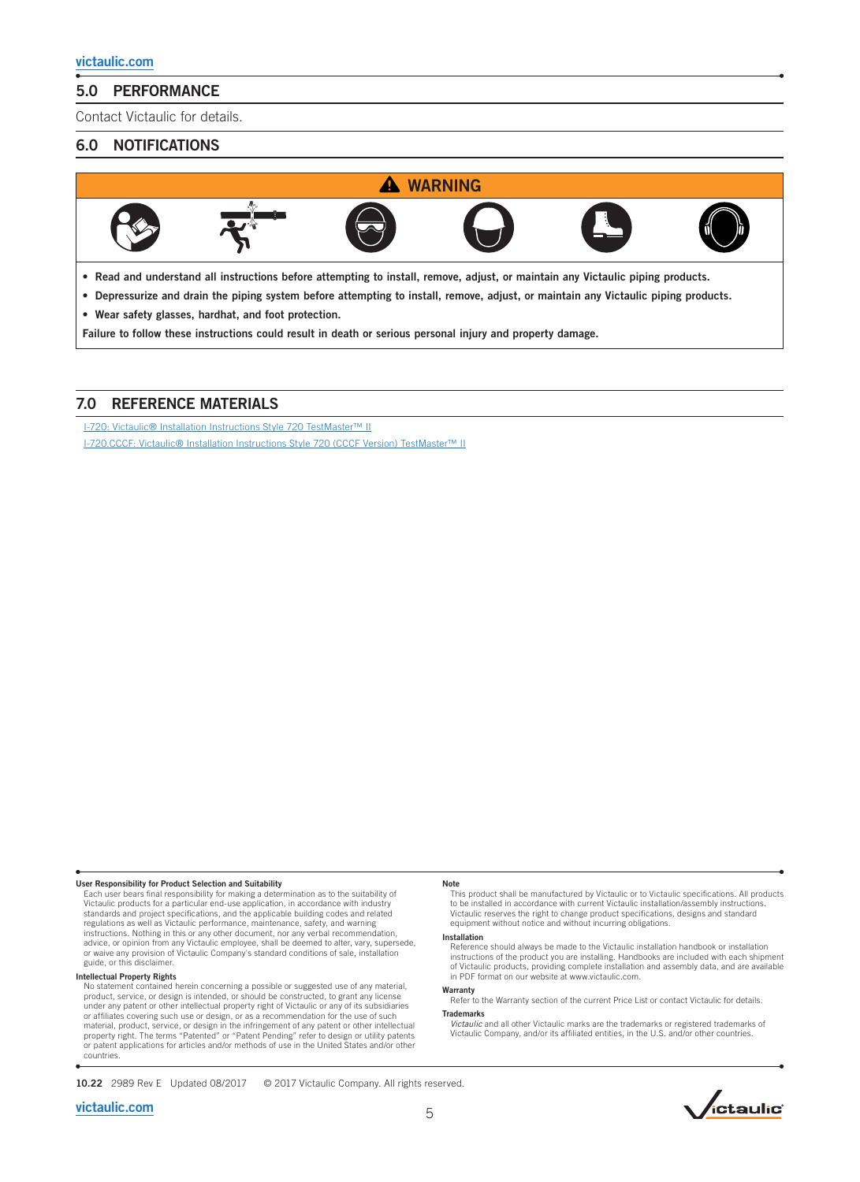## 5.0 PERFORMANCE

Contact Victaulic for details.

## 6.0 NOTIFICATIONS

**⚠ WARNING**

- **Read and understand all instructions before attempting to install, remove, adjust, or maintain any Victaulic piping products.**
- **Depressurize and drain the piping system before attempting to install, remove, adjust, or maintain any Victaulic piping products.**
- **Wear safety glasses, hardhat, and foot protection.**

**Failure to follow these instructions could result in death or serious personal injury and property damage.**

## 7.0 REFERENCE MATERIALS

I-720: Victaulic® Installation Instructions Style 720 TestMaster™ II

I-720.CCCF: Victaulic® Installation Instructions Style 720 (CCCF Version) TestMaster™ II

**User Responsibility for Product Selection and Suitability**

Each user bears final responsibility for making a determination as to the suitability of Victaulic products for a particular end-use application, in accordance with industry standards and project specifications, and the applicable building codes and related regulations as well as Victaulic performance, maintenance, safety, and warning instructions. Nothing in this or any other document, nor any verbal recommendation, advice, or opinion from any Victaulic employee, shall be deemed to alter, vary, supersede, or waive any provision of Victaulic Company's standard conditions of sale, installation guide, or this disclaimer.

**Intellectual Property Rights**

No statement contained herein concerning a possible or suggested use of any material, product, service, or design is intended, or should be constructed, to grant any license under any patent or other intellectual property right of Victaulic or any of its subsidiaries or affiliates covering such use or design, or as a recommendation for the use of such material, product, service, or design in the infringement of any patent or other intellectual property right. The terms "Patented" or "Patent Pending" refer to design or utility patents or patent applications for articles and/or methods of use in the United States and/or other countries.

**Note**

This product shall be manufactured by Victaulic or to Victaulic specifications. All products to be installed in accordance with current Victaulic installation/assembly instructions. Victaulic reserves the right to change product specifications, designs and standard equipment without notice and without incurring obligations.

**Installation**

Reference should always be made to the Victaulic installation handbook or installation instructions of the product you are installing. Handbooks are included with each shipment of Victaulic products, providing complete installation and assembly data, and are available in PDF format on our website at www.victaulic.com.

**Warranty**

Refer to the Warranty section of the current Price List or contact Victaulic for details.

**Trademarks**

*Victaulic* and all other Victaulic marks are the trademarks or registered trademarks of Victaulic Company, and/or its affiliated entities, in the U.S. and/or other countries.

**10.22** 2989 Rev E Updated 08/2017 © 2017 Victaulic Company. All rights reserved.